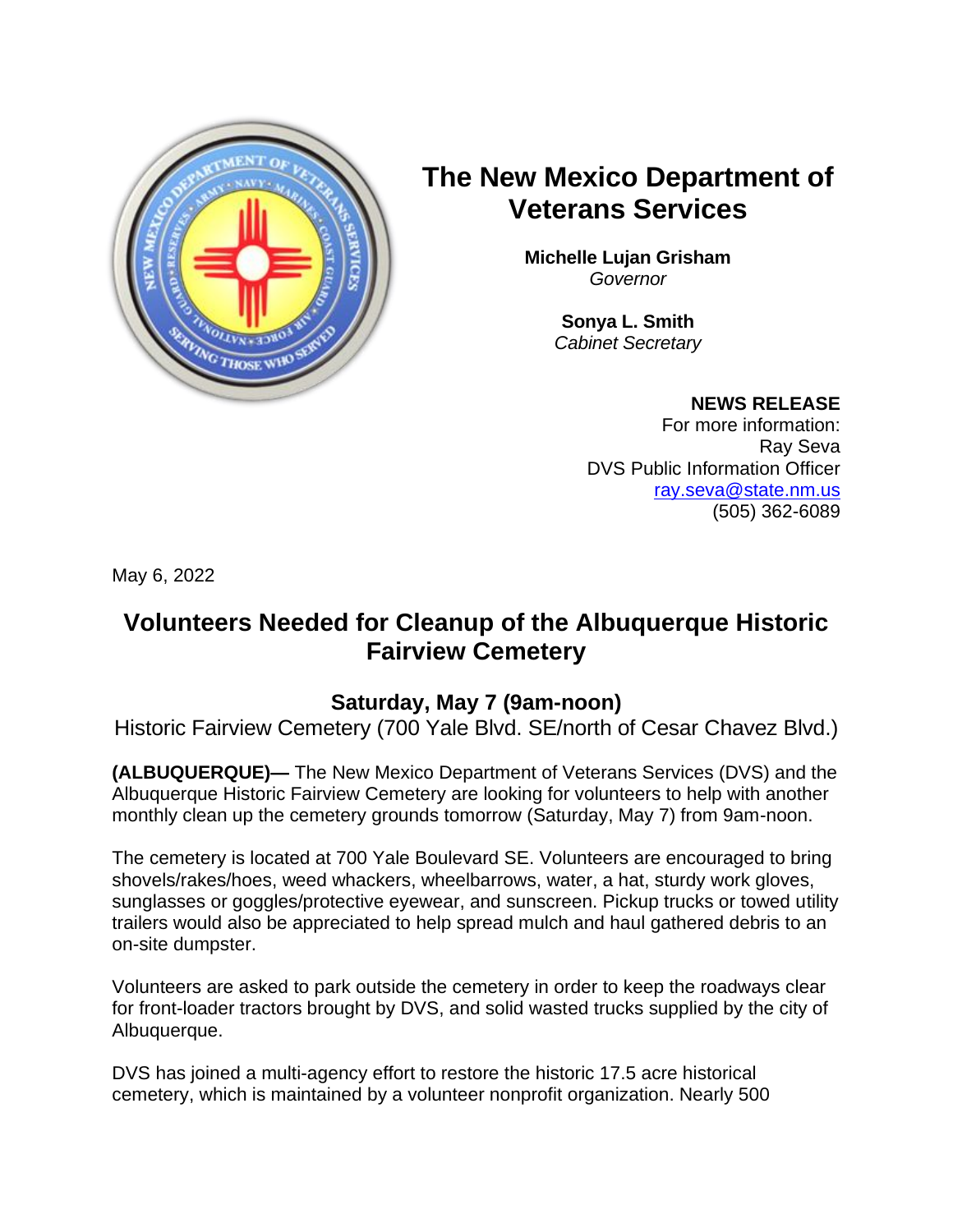# The New Mexico Department of Veterans Services

**Michelle Lujan Grisham**
*Governor*

**Sonya L. Smith**
*Cabinet Secretary*

**NEWS RELEASE**
For more information:
Ray Seva
DVS Public Information Officer
ray.seva@state.nm.us
(505) 362-6089

May 6, 2022

## Volunteers Needed for Cleanup of the Albuquerque Historic Fairview Cemetery

### Saturday, May 7 (9am-noon)

Historic Fairview Cemetery (700 Yale Blvd. SE/north of Cesar Chavez Blvd.)

**(ALBUQUERQUE)—** The New Mexico Department of Veterans Services (DVS) and the Albuquerque Historic Fairview Cemetery are looking for volunteers to help with another monthly clean up the cemetery grounds tomorrow (Saturday, May 7) from 9am-noon.

The cemetery is located at 700 Yale Boulevard SE. Volunteers are encouraged to bring shovels/rakes/hoes, weed whackers, wheelbarrows, water, a hat, sturdy work gloves, sunglasses or goggles/protective eyewear, and sunscreen. Pickup trucks or towed utility trailers would also be appreciated to help spread mulch and haul gathered debris to an on-site dumpster.

Volunteers are asked to park outside the cemetery in order to keep the roadways clear for front-loader tractors brought by DVS, and solid wasted trucks supplied by the city of Albuquerque.

DVS has joined a multi-agency effort to restore the historic 17.5 acre historical cemetery, which is maintained by a volunteer nonprofit organization. Nearly 500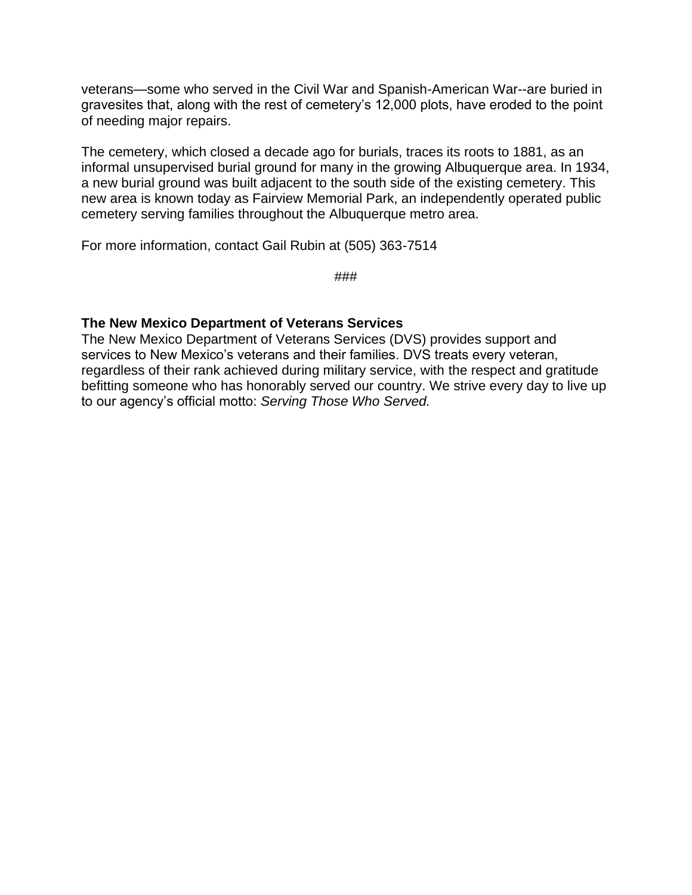veterans—some who served in the Civil War and Spanish-American War--are buried in gravesites that, along with the rest of cemetery's 12,000 plots, have eroded to the point of needing major repairs.

The cemetery, which closed a decade ago for burials, traces its roots to 1881, as an informal unsupervised burial ground for many in the growing Albuquerque area. In 1934, a new burial ground was built adjacent to the south side of the existing cemetery. This new area is known today as Fairview Memorial Park, an independently operated public cemetery serving families throughout the Albuquerque metro area.

For more information, contact Gail Rubin at (505) 363-7514

###

**The New Mexico Department of Veterans Services**
The New Mexico Department of Veterans Services (DVS) provides support and services to New Mexico's veterans and their families. DVS treats every veteran, regardless of their rank achieved during military service, with the respect and gratitude befitting someone who has honorably served our country. We strive every day to live up to our agency's official motto: *Serving Those Who Served.*